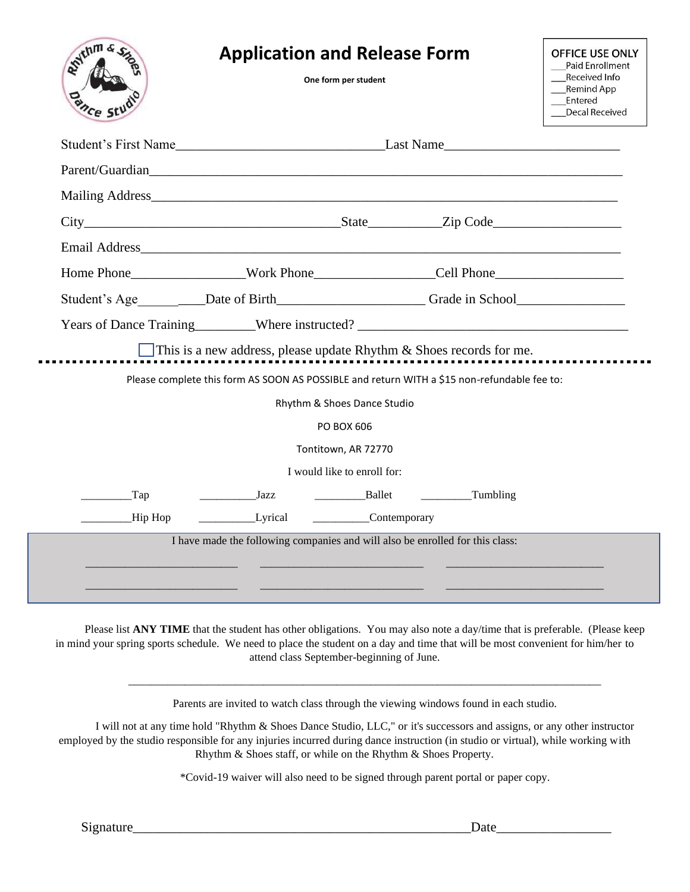# Application and Release Form

**One form per student**

OFFICE USE ONLY
___Paid Enrollment
___Received Info
___Remind App
___Entered
___Decal Received

Student's First Name______________________________Last Name_________________________

Parent/Guardian_____________________________________________________________________

Mailing Address_____________________________________________________________________

City_____________________________________State__________Zip Code__________________

Email Address_______________________________________________________________________

Home Phone________________Work Phone________________Cell Phone__________________

Student's Age__________Date of Birth_____________________ Grade in School_______________

Years of Dance Training________Where instructed? ________________________________________

☐ This is a new address, please update Rhythm & Shoes records for me.

---

Please complete this form AS SOON AS POSSIBLE and return WITH a $15 non-refundable fee to:

Rhythm & Shoes Dance Studio

PO BOX 606

Tontitown, AR 72770

I would like to enroll for:

________Tap __________Jazz _________Ballet _________Tumbling

________Hip Hop __________Lyrical __________Contemporary

I have made the following companies and will also be enrolled for this class:

________________________ __________________________ _________________________

________________________ __________________________ _________________________

Please list **ANY TIME** that the student has other obligations. You may also note a day/time that is preferable. (Please keep in mind your spring sports schedule. We need to place the student on a day and time that will be most convenient for him/her to attend class September-beginning of June.

___________________________________________________________________________

Parents are invited to watch class through the viewing windows found in each studio.

I will not at any time hold "Rhythm & Shoes Dance Studio, LLC," or it's successors and assigns, or any other instructor employed by the studio responsible for any injuries incurred during dance instruction (in studio or virtual), while working with Rhythm & Shoes staff, or while on the Rhythm & Shoes Property.

*Covid-19 waiver will also need to be signed through parent portal or paper copy.

Signature_____________________________________________________Date_________________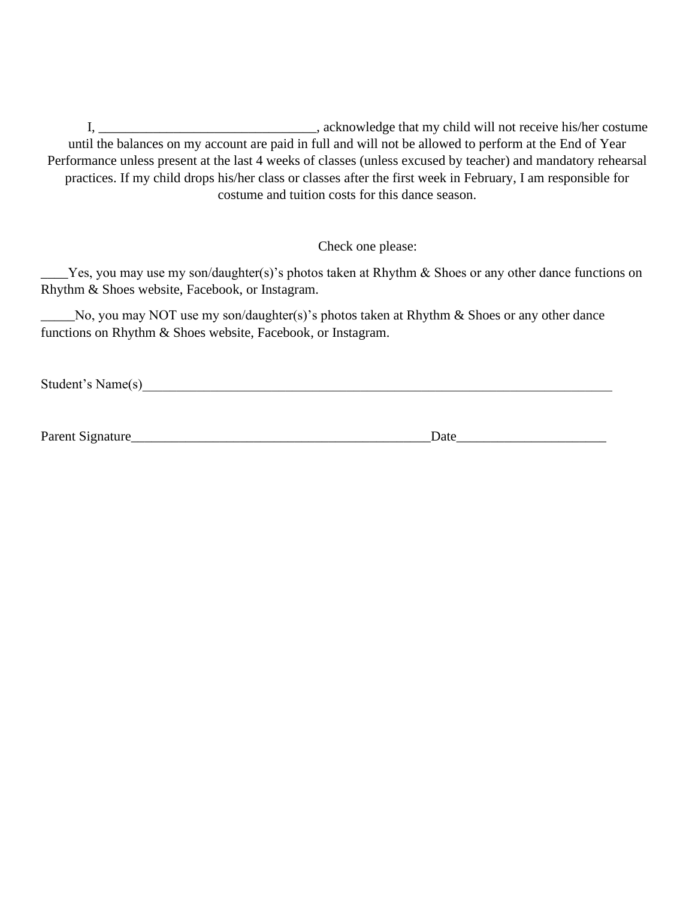I, _______________________________, acknowledge that my child will not receive his/her costume until the balances on my account are paid in full and will not be allowed to perform at the End of Year Performance unless present at the last 4 weeks of classes (unless excused by teacher) and mandatory rehearsal practices. If my child drops his/her class or classes after the first week in February, I am responsible for costume and tuition costs for this dance season.

Check one please:

____Yes, you may use my son/daughter(s)'s photos taken at Rhythm & Shoes or any other dance functions on Rhythm & Shoes website, Facebook, or Instagram.

_____No, you may NOT use my son/daughter(s)'s photos taken at Rhythm & Shoes or any other dance functions on Rhythm & Shoes website, Facebook, or Instagram.

Student's Name(s)___________________________________________________________________________

Parent Signature____________________________________________Date_____________________